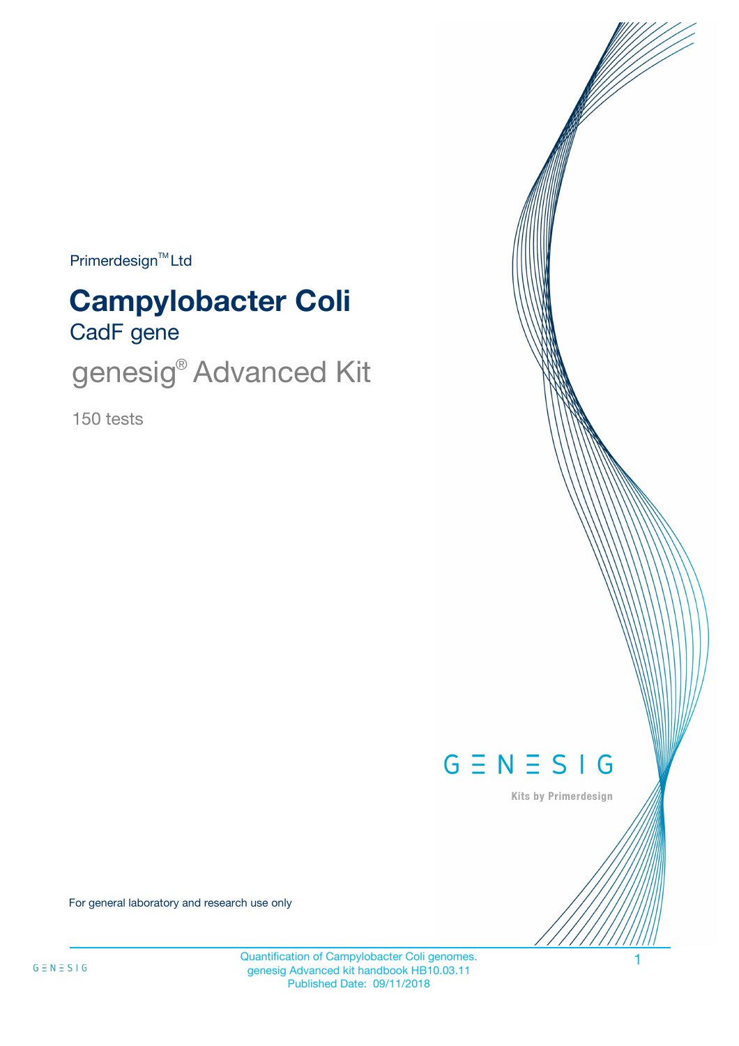Primerdesign™ Ltd

# Campylobacter Coli

## CadF gene

## genesig® Advanced Kit

150 tests

GENESIG

Kits by Primerdesign

For general laboratory and research use only

Quantification of Campylobacter Coli genomes.
genesig Advanced kit handbook HB10.03.11
Published Date: 09/11/2018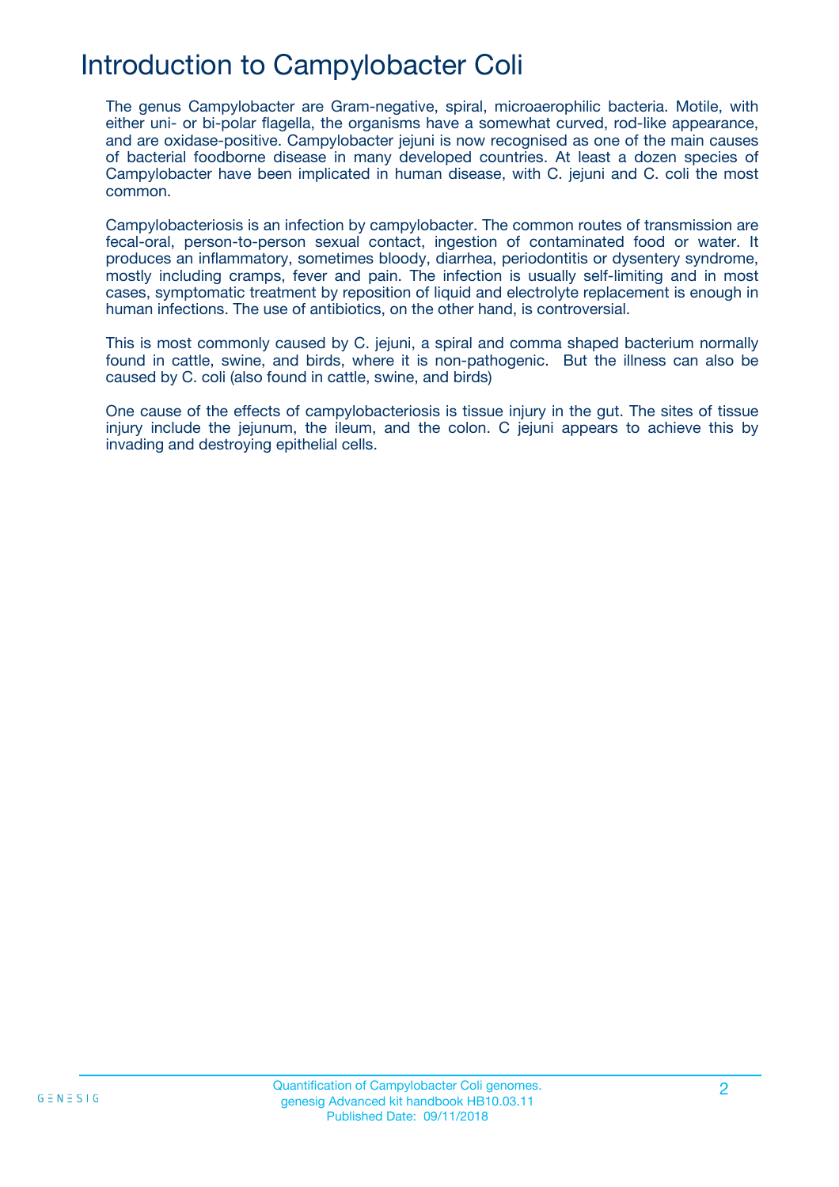# Introduction to Campylobacter Coli

The genus Campylobacter are Gram-negative, spiral, microaerophilic bacteria. Motile, with either uni- or bi-polar flagella, the organisms have a somewhat curved, rod-like appearance, and are oxidase-positive. Campylobacter jejuni is now recognised as one of the main causes of bacterial foodborne disease in many developed countries. At least a dozen species of Campylobacter have been implicated in human disease, with C. jejuni and C. coli the most common.

Campylobacteriosis is an infection by campylobacter. The common routes of transmission are fecal-oral, person-to-person sexual contact, ingestion of contaminated food or water. It produces an inflammatory, sometimes bloody, diarrhea, periodontitis or dysentery syndrome, mostly including cramps, fever and pain. The infection is usually self-limiting and in most cases, symptomatic treatment by reposition of liquid and electrolyte replacement is enough in human infections. The use of antibiotics, on the other hand, is controversial.

This is most commonly caused by C. jejuni, a spiral and comma shaped bacterium normally found in cattle, swine, and birds, where it is non-pathogenic. But the illness can also be caused by C. coli (also found in cattle, swine, and birds)

One cause of the effects of campylobacteriosis is tissue injury in the gut. The sites of tissue injury include the jejunum, the ileum, and the colon. C jejuni appears to achieve this by invading and destroying epithelial cells.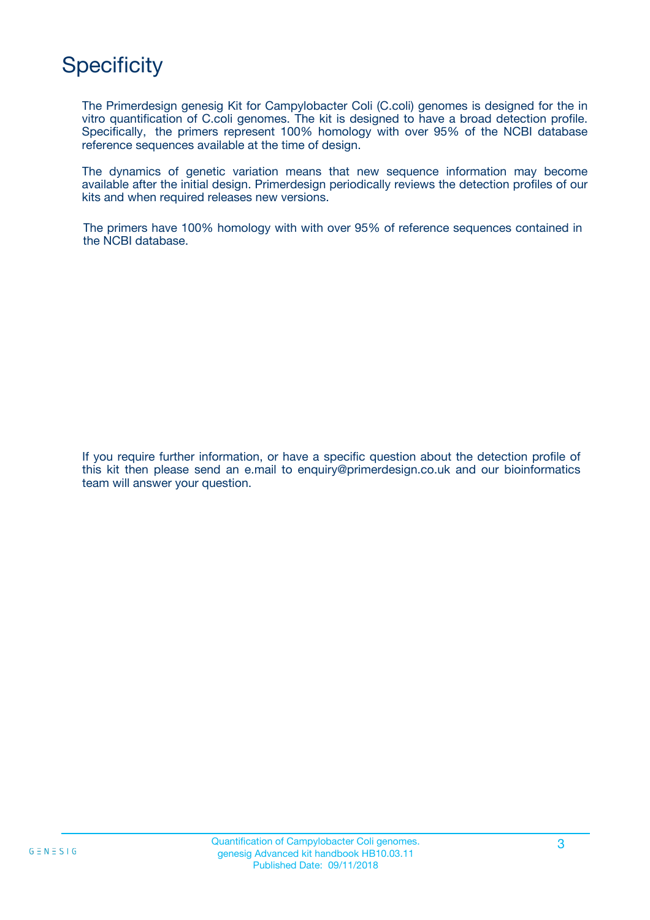# Specificity

The Primerdesign genesig Kit for Campylobacter Coli (C.coli) genomes is designed for the in vitro quantification of C.coli genomes. The kit is designed to have a broad detection profile. Specifically, the primers represent 100% homology with over 95% of the NCBI database reference sequences available at the time of design.

The dynamics of genetic variation means that new sequence information may become available after the initial design. Primerdesign periodically reviews the detection profiles of our kits and when required releases new versions.

The primers have 100% homology with with over 95% of reference sequences contained in the NCBI database.

If you require further information, or have a specific question about the detection profile of this kit then please send an e.mail to enquiry@primerdesign.co.uk and our bioinformatics team will answer your question.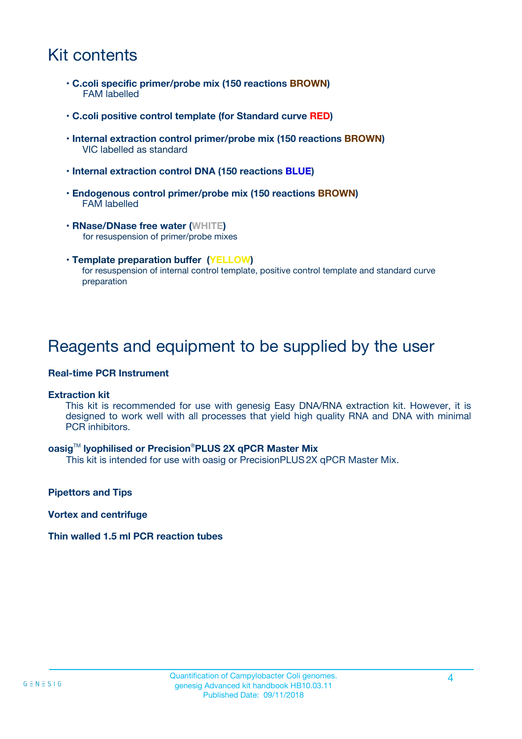# Kit contents

- **C.coli specific primer/probe mix (150 reactions BROWN)**
  FAM labelled
- **C.coli positive control template (for Standard curve RED)**
- **Internal extraction control primer/probe mix (150 reactions BROWN)**
  VIC labelled as standard
- **Internal extraction control DNA (150 reactions BLUE)**
- **Endogenous control primer/probe mix (150 reactions BROWN)**
  FAM labelled
- **RNase/DNase free water (WHITE)**
  for resuspension of primer/probe mixes
- **Template preparation buffer (YELLOW)**
  for resuspension of internal control template, positive control template and standard curve preparation

# Reagents and equipment to be supplied by the user

**Real-time PCR Instrument**

**Extraction kit**

This kit is recommended for use with genesig Easy DNA/RNA extraction kit. However, it is designed to work well with all processes that yield high quality RNA and DNA with minimal PCR inhibitors.

**oasig™ lyophilised or Precision®PLUS 2X qPCR Master Mix**

This kit is intended for use with oasig or PrecisionPLUS 2X qPCR Master Mix.

**Pipettors and Tips**

**Vortex and centrifuge**

**Thin walled 1.5 ml PCR reaction tubes**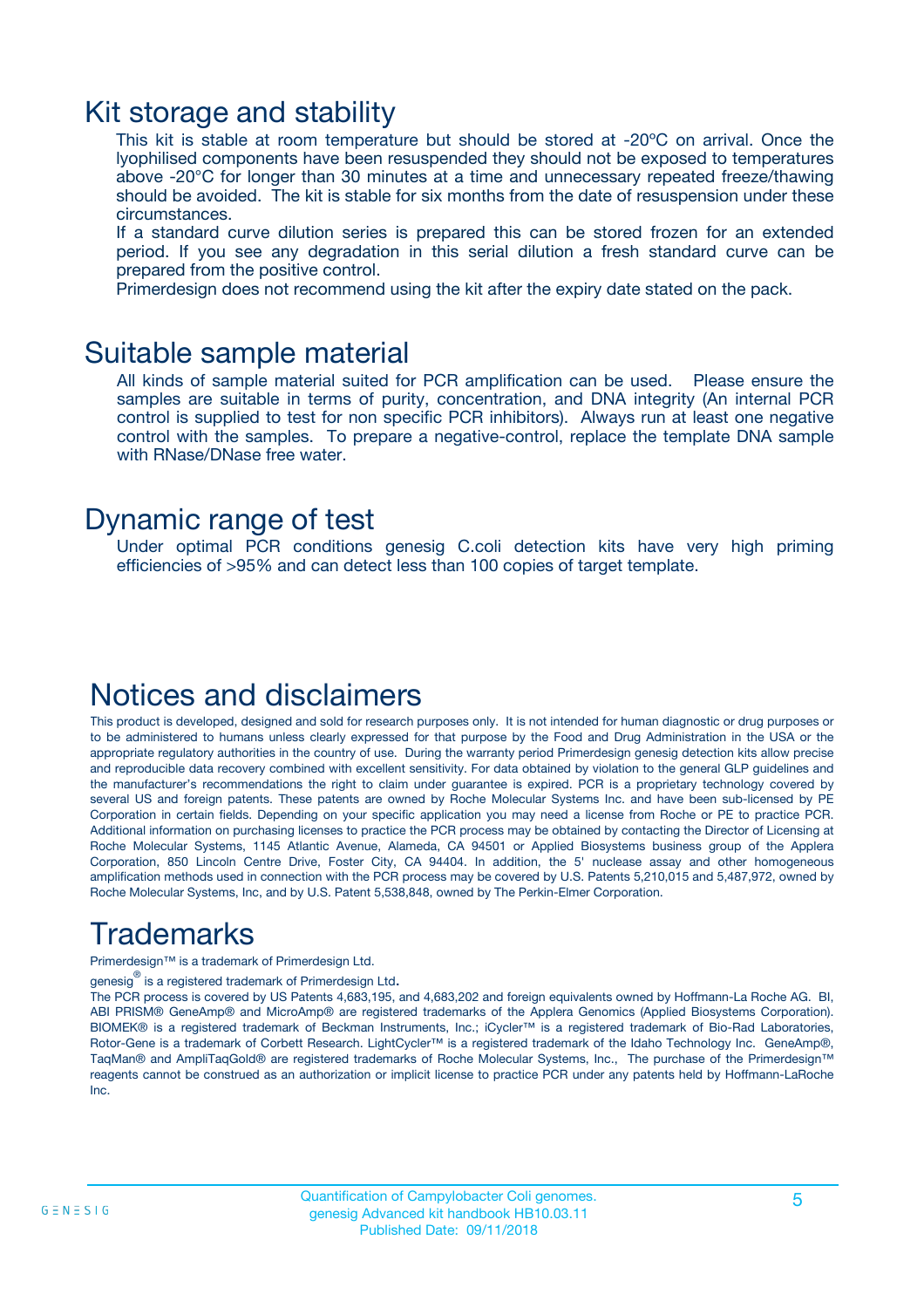## Kit storage and stability

This kit is stable at room temperature but should be stored at -20ºC on arrival. Once the lyophilised components have been resuspended they should not be exposed to temperatures above -20°C for longer than 30 minutes at a time and unnecessary repeated freeze/thawing should be avoided. The kit is stable for six months from the date of resuspension under these circumstances.

If a standard curve dilution series is prepared this can be stored frozen for an extended period. If you see any degradation in this serial dilution a fresh standard curve can be prepared from the positive control.

Primerdesign does not recommend using the kit after the expiry date stated on the pack.

## Suitable sample material

All kinds of sample material suited for PCR amplification can be used. Please ensure the samples are suitable in terms of purity, concentration, and DNA integrity (An internal PCR control is supplied to test for non specific PCR inhibitors). Always run at least one negative control with the samples. To prepare a negative-control, replace the template DNA sample with RNase/DNase free water.

## Dynamic range of test

Under optimal PCR conditions genesig C.coli detection kits have very high priming efficiencies of >95% and can detect less than 100 copies of target template.

## Notices and disclaimers

This product is developed, designed and sold for research purposes only. It is not intended for human diagnostic or drug purposes or to be administered to humans unless clearly expressed for that purpose by the Food and Drug Administration in the USA or the appropriate regulatory authorities in the country of use. During the warranty period Primerdesign genesig detection kits allow precise and reproducible data recovery combined with excellent sensitivity. For data obtained by violation to the general GLP guidelines and the manufacturer's recommendations the right to claim under guarantee is expired. PCR is a proprietary technology covered by several US and foreign patents. These patents are owned by Roche Molecular Systems Inc. and have been sub-licensed by PE Corporation in certain fields. Depending on your specific application you may need a license from Roche or PE to practice PCR. Additional information on purchasing licenses to practice the PCR process may be obtained by contacting the Director of Licensing at Roche Molecular Systems, 1145 Atlantic Avenue, Alameda, CA 94501 or Applied Biosystems business group of the Applera Corporation, 850 Lincoln Centre Drive, Foster City, CA 94404. In addition, the 5' nuclease assay and other homogeneous amplification methods used in connection with the PCR process may be covered by U.S. Patents 5,210,015 and 5,487,972, owned by Roche Molecular Systems, Inc, and by U.S. Patent 5,538,848, owned by The Perkin-Elmer Corporation.

## Trademarks

Primerdesign™ is a trademark of Primerdesign Ltd.

genesig® is a registered trademark of Primerdesign Ltd.

The PCR process is covered by US Patents 4,683,195, and 4,683,202 and foreign equivalents owned by Hoffmann-La Roche AG. BI, ABI PRISM® GeneAmp® and MicroAmp® are registered trademarks of the Applera Genomics (Applied Biosystems Corporation). BIOMEK® is a registered trademark of Beckman Instruments, Inc.; iCycler™ is a registered trademark of Bio-Rad Laboratories, Rotor-Gene is a trademark of Corbett Research. LightCycler™ is a registered trademark of the Idaho Technology Inc. GeneAmp®, TaqMan® and AmpliTaqGold® are registered trademarks of Roche Molecular Systems, Inc., The purchase of the Primerdesign™ reagents cannot be construed as an authorization or implicit license to practice PCR under any patents held by Hoffmann-LaRoche Inc.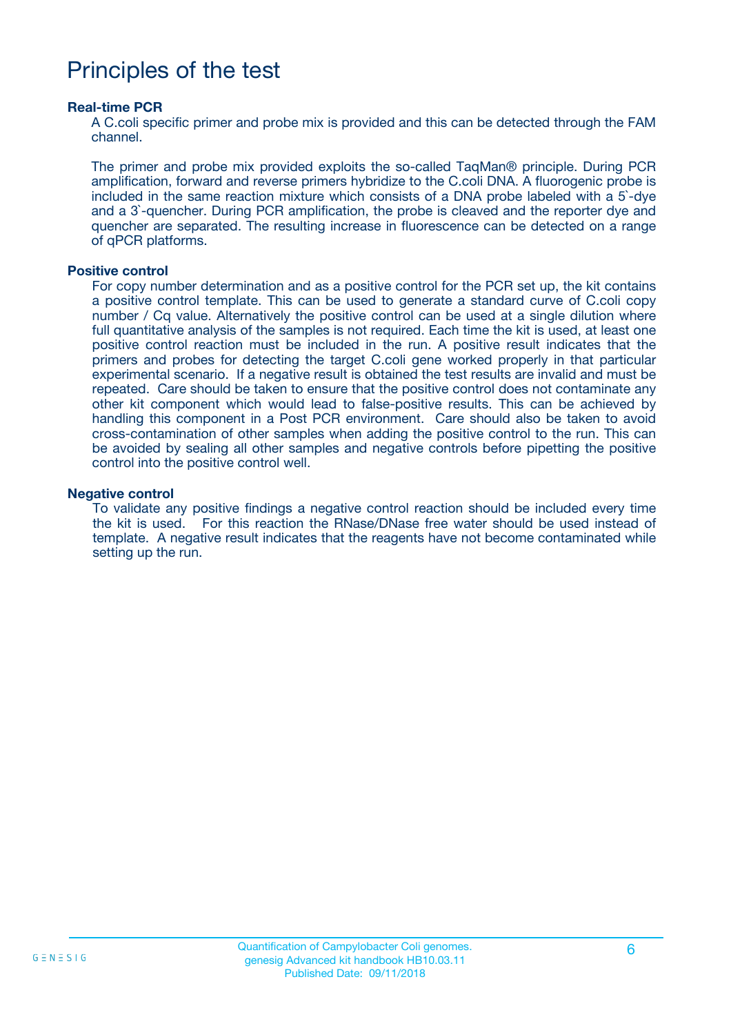# Principles of the test

### Real-time PCR

A C.coli specific primer and probe mix is provided and this can be detected through the FAM channel.

The primer and probe mix provided exploits the so-called TaqMan® principle. During PCR amplification, forward and reverse primers hybridize to the C.coli DNA. A fluorogenic probe is included in the same reaction mixture which consists of a DNA probe labeled with a 5`-dye and a 3`-quencher. During PCR amplification, the probe is cleaved and the reporter dye and quencher are separated. The resulting increase in fluorescence can be detected on a range of qPCR platforms.

### Positive control

For copy number determination and as a positive control for the PCR set up, the kit contains a positive control template. This can be used to generate a standard curve of C.coli copy number / Cq value. Alternatively the positive control can be used at a single dilution where full quantitative analysis of the samples is not required. Each time the kit is used, at least one positive control reaction must be included in the run. A positive result indicates that the primers and probes for detecting the target C.coli gene worked properly in that particular experimental scenario. If a negative result is obtained the test results are invalid and must be repeated. Care should be taken to ensure that the positive control does not contaminate any other kit component which would lead to false-positive results. This can be achieved by handling this component in a Post PCR environment. Care should also be taken to avoid cross-contamination of other samples when adding the positive control to the run. This can be avoided by sealing all other samples and negative controls before pipetting the positive control into the positive control well.

### Negative control

To validate any positive findings a negative control reaction should be included every time the kit is used. For this reaction the RNase/DNase free water should be used instead of template. A negative result indicates that the reagents have not become contaminated while setting up the run.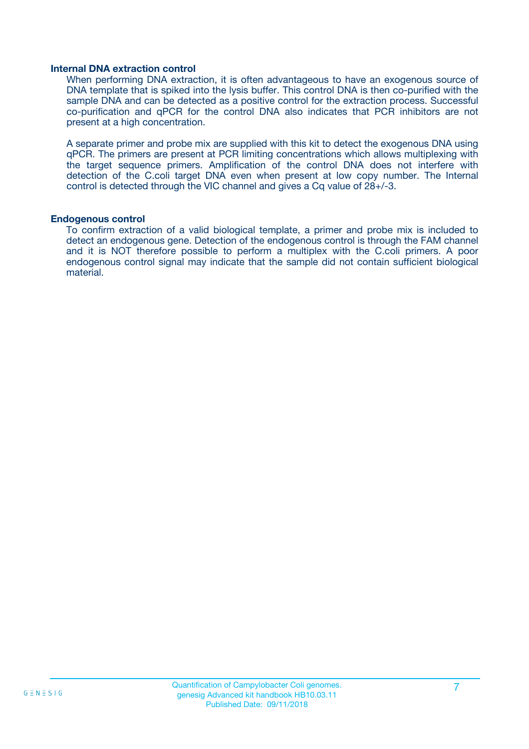### Internal DNA extraction control

When performing DNA extraction, it is often advantageous to have an exogenous source of DNA template that is spiked into the lysis buffer. This control DNA is then co-purified with the sample DNA and can be detected as a positive control for the extraction process. Successful co-purification and qPCR for the control DNA also indicates that PCR inhibitors are not present at a high concentration.

A separate primer and probe mix are supplied with this kit to detect the exogenous DNA using qPCR. The primers are present at PCR limiting concentrations which allows multiplexing with the target sequence primers. Amplification of the control DNA does not interfere with detection of the C.coli target DNA even when present at low copy number. The Internal control is detected through the VIC channel and gives a Cq value of 28+/-3.

### Endogenous control

To confirm extraction of a valid biological template, a primer and probe mix is included to detect an endogenous gene. Detection of the endogenous control is through the FAM channel and it is NOT therefore possible to perform a multiplex with the C.coli primers. A poor endogenous control signal may indicate that the sample did not contain sufficient biological material.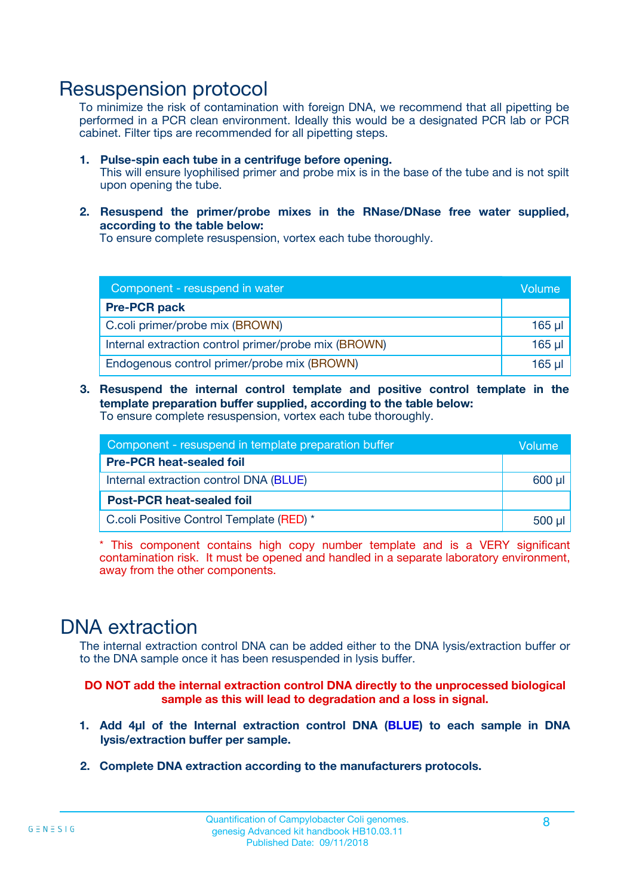# Resuspension protocol

To minimize the risk of contamination with foreign DNA, we recommend that all pipetting be performed in a PCR clean environment. Ideally this would be a designated PCR lab or PCR cabinet. Filter tips are recommended for all pipetting steps.

1. **Pulse-spin each tube in a centrifuge before opening.**
   This will ensure lyophilised primer and probe mix is in the base of the tube and is not spilt upon opening the tube.

2. **Resuspend the primer/probe mixes in the RNase/DNase free water supplied, according to the table below:**
   To ensure complete resuspension, vortex each tube thoroughly.

| Component - resuspend in water | Volume |
|---|---|
| **Pre-PCR pack** | |
| C.coli primer/probe mix (BROWN) | 165 µl |
| Internal extraction control primer/probe mix (BROWN) | 165 µl |
| Endogenous control primer/probe mix (BROWN) | 165 µl |

3. **Resuspend the internal control template and positive control template in the template preparation buffer supplied, according to the table below:**
   To ensure complete resuspension, vortex each tube thoroughly.

| Component - resuspend in template preparation buffer | Volume |
|---|---|
| **Pre-PCR heat-sealed foil** | |
| Internal extraction control DNA (BLUE) | 600 µl |
| **Post-PCR heat-sealed foil** | |
| C.coli Positive Control Template (RED) * | 500 µl |

\* This component contains high copy number template and is a VERY significant contamination risk. It must be opened and handled in a separate laboratory environment, away from the other components.

# DNA extraction

The internal extraction control DNA can be added either to the DNA lysis/extraction buffer or to the DNA sample once it has been resuspended in lysis buffer.

**DO NOT add the internal extraction control DNA directly to the unprocessed biological sample as this will lead to degradation and a loss in signal.**

1. **Add 4µl of the Internal extraction control DNA (BLUE) to each sample in DNA lysis/extraction buffer per sample.**

2. **Complete DNA extraction according to the manufacturers protocols.**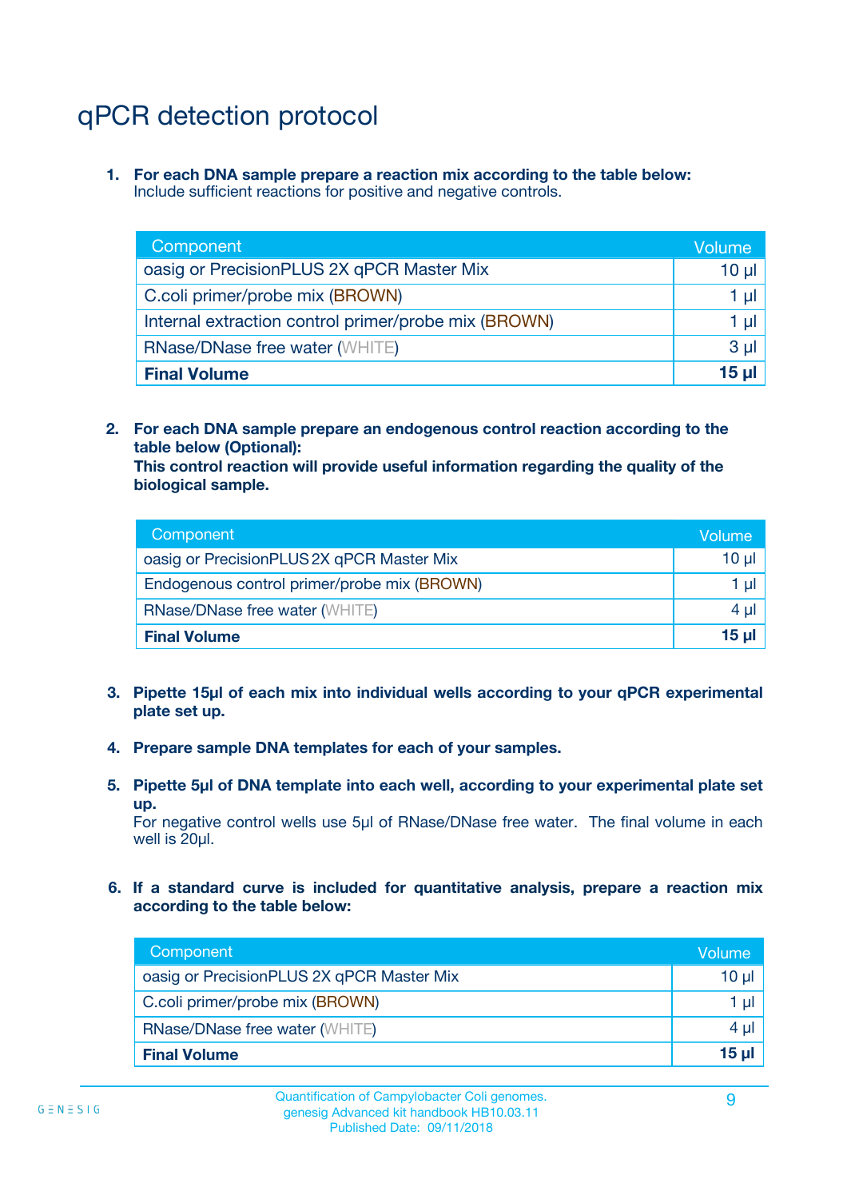# qPCR detection protocol

1. **For each DNA sample prepare a reaction mix according to the table below:**
   Include sufficient reactions for positive and negative controls.

| Component | Volume |
|---|---|
| oasig or PrecisionPLUS 2X qPCR Master Mix | 10 µl |
| C.coli primer/probe mix (BROWN) | 1 µl |
| Internal extraction control primer/probe mix (BROWN) | 1 µl |
| RNase/DNase free water (WHITE) | 3 µl |
| **Final Volume** | **15 µl** |

2. **For each DNA sample prepare an endogenous control reaction according to the table below (Optional):**
   **This control reaction will provide useful information regarding the quality of the biological sample.**

| Component | Volume |
|---|---|
| oasig or PrecisionPLUS 2X qPCR Master Mix | 10 µl |
| Endogenous control primer/probe mix (BROWN) | 1 µl |
| RNase/DNase free water (WHITE) | 4 µl |
| **Final Volume** | **15 µl** |

3. **Pipette 15µl of each mix into individual wells according to your qPCR experimental plate set up.**

4. **Prepare sample DNA templates for each of your samples.**

5. **Pipette 5µl of DNA template into each well, according to your experimental plate set up.**
   For negative control wells use 5µl of RNase/DNase free water. The final volume in each well is 20µl.

6. **If a standard curve is included for quantitative analysis, prepare a reaction mix according to the table below:**

| Component | Volume |
|---|---|
| oasig or PrecisionPLUS 2X qPCR Master Mix | 10 µl |
| C.coli primer/probe mix (BROWN) | 1 µl |
| RNase/DNase free water (WHITE) | 4 µl |
| **Final Volume** | **15 µl** |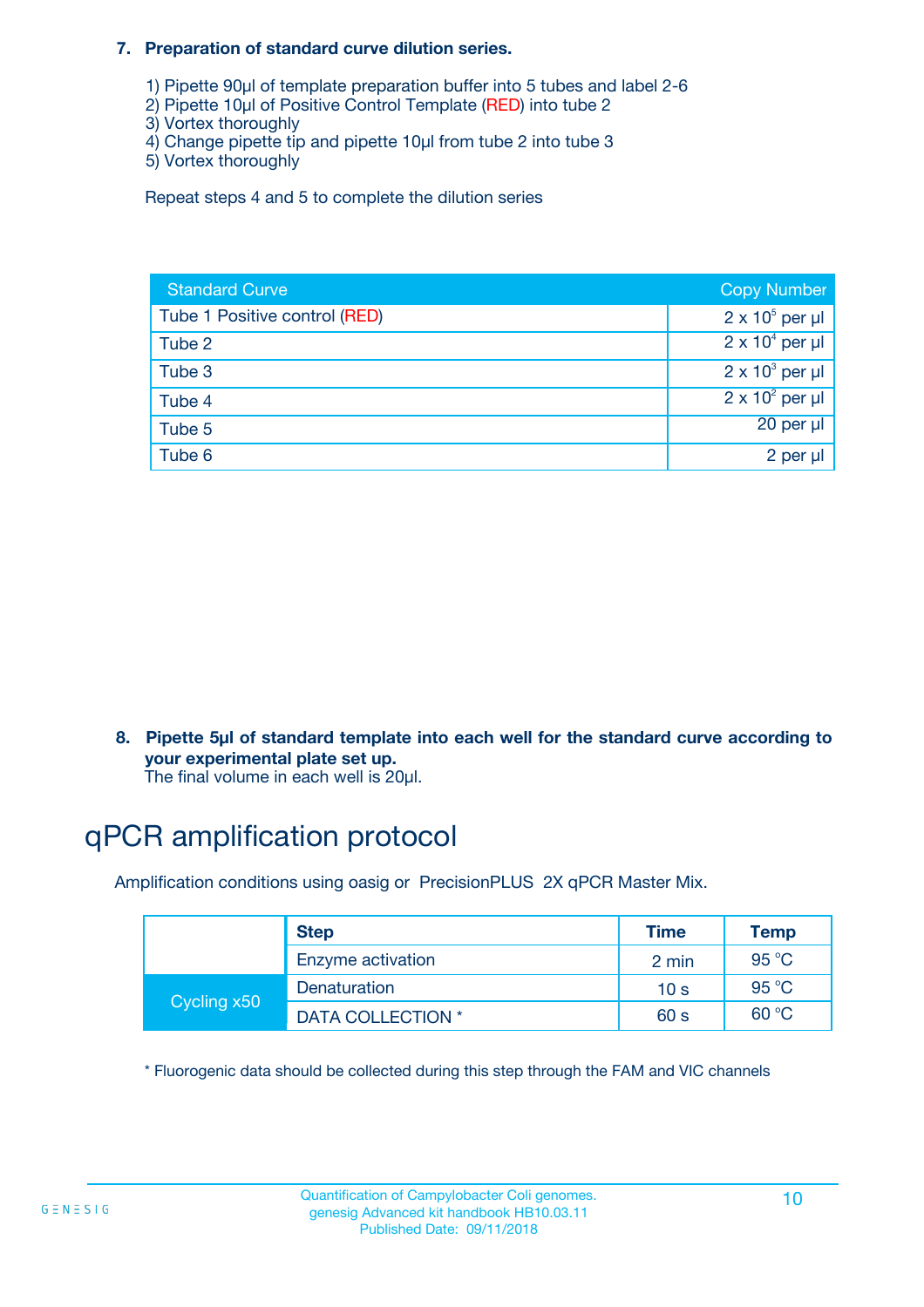**7. Preparation of standard curve dilution series.**

1) Pipette 90µl of template preparation buffer into 5 tubes and label 2-6
2) Pipette 10µl of Positive Control Template (RED) into tube 2
3) Vortex thoroughly
4) Change pipette tip and pipette 10µl from tube 2 into tube 3
5) Vortex thoroughly

Repeat steps 4 and 5 to complete the dilution series

| Standard Curve | Copy Number |
|---|---|
| Tube 1 Positive control (RED) | $2 \times 10^5$ per µl |
| Tube 2 | $2 \times 10^4$ per µl |
| Tube 3 | $2 \times 10^3$ per µl |
| Tube 4 | $2 \times 10^2$ per µl |
| Tube 5 | 20 per µl |
| Tube 6 | 2 per µl |

**8. Pipette 5µl of standard template into each well for the standard curve according to your experimental plate set up.**
The final volume in each well is 20µl.

# qPCR amplification protocol

Amplification conditions using oasig or PrecisionPLUS 2X qPCR Master Mix.

| | Step | Time | Temp |
|---|---|---|---|
| | Enzyme activation | 2 min | 95 °C |
| Cycling x50 | Denaturation | 10 s | 95 °C |
| | DATA COLLECTION * | 60 s | 60 °C |

* Fluorogenic data should be collected during this step through the FAM and VIC channels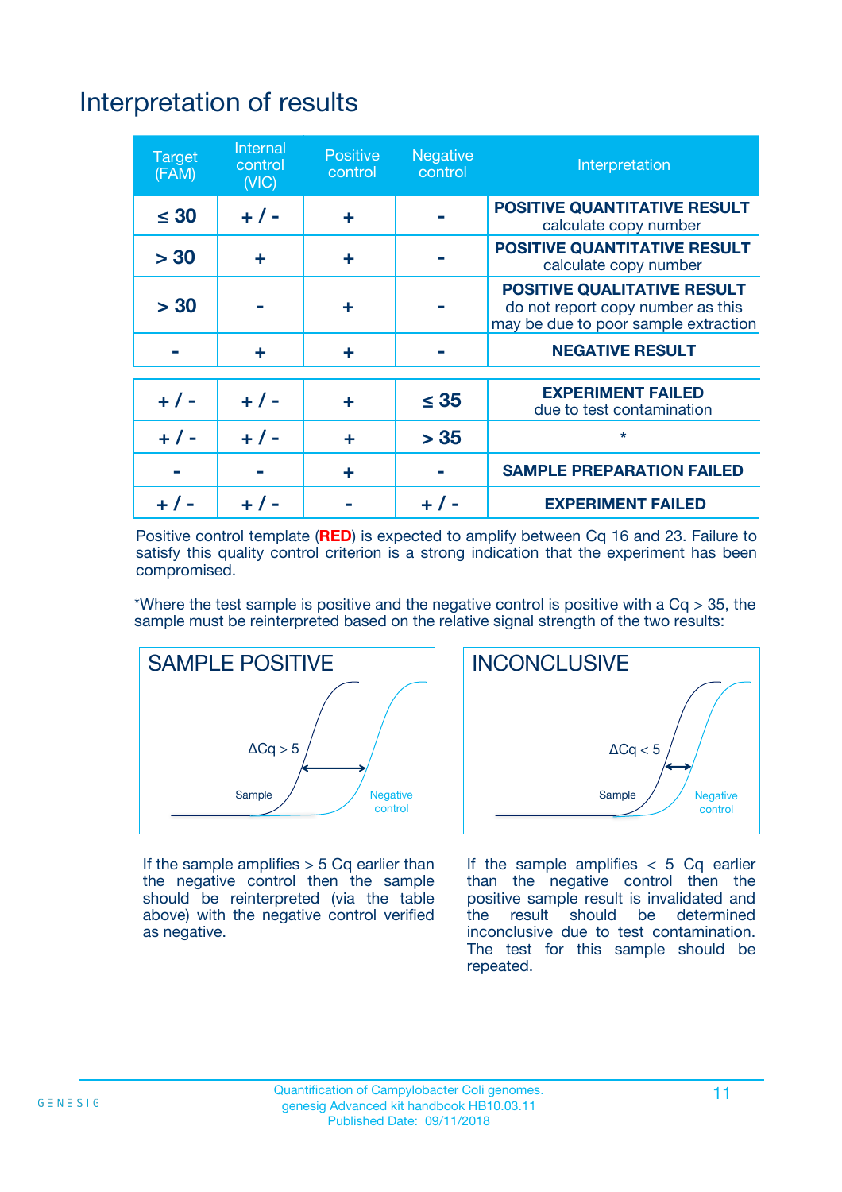# Interpretation of results

| Target (FAM) | Internal control (VIC) | Positive control | Negative control | Interpretation |
|---|---|---|---|---|
| ≤ 30 | + / - | + | - | **POSITIVE QUANTITATIVE RESULT** calculate copy number |
| > 30 | + | + | - | **POSITIVE QUANTITATIVE RESULT** calculate copy number |
| > 30 | - | + | - | **POSITIVE QUALITATIVE RESULT** do not report copy number as this may be due to poor sample extraction |
| - | + | + | - | **NEGATIVE RESULT** |
| + / - | + / - | + | ≤ 35 | **EXPERIMENT FAILED** due to test contamination |
| + / - | + / - | + | > 35 | * |
| - | - | + | - | **SAMPLE PREPARATION FAILED** |
| + / - | + / - | - | + / - | **EXPERIMENT FAILED** |

Positive control template (**RED**) is expected to amplify between Cq 16 and 23. Failure to satisfy this quality control criterion is a strong indication that the experiment has been compromised.

*Where the test sample is positive and the negative control is positive with a Cq > 35, the sample must be reinterpreted based on the relative signal strength of the two results:

**SAMPLE POSITIVE**

ΔCq > 5

Sample | Negative control

If the sample amplifies > 5 Cq earlier than the negative control then the sample should be reinterpreted (via the table above) with the negative control verified as negative.

**INCONCLUSIVE**

ΔCq < 5

Sample | Negative control

If the sample amplifies < 5 Cq earlier than the negative control then the positive sample result is invalidated and the result should be determined inconclusive due to test contamination. The test for this sample should be repeated.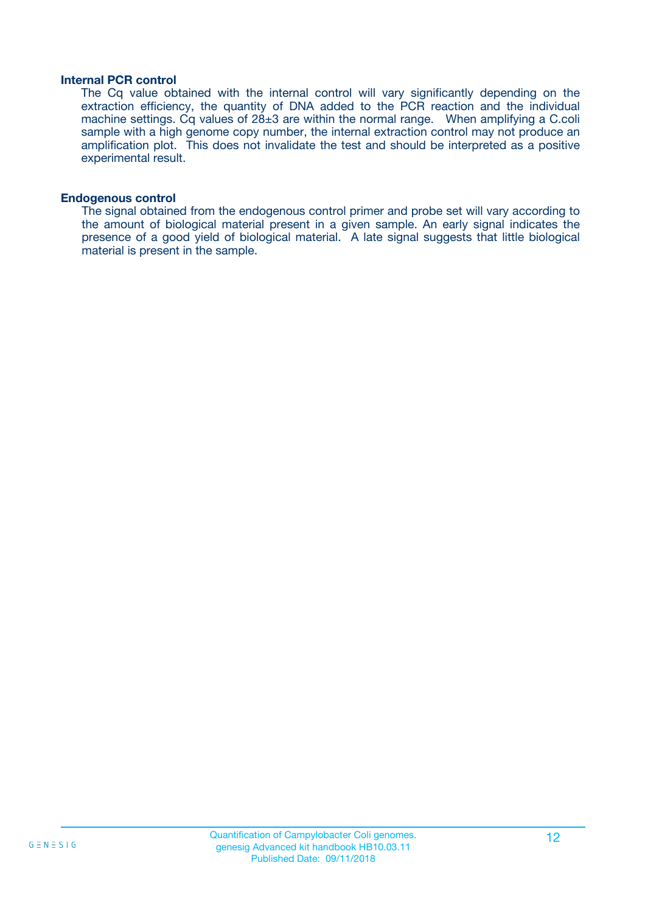### Internal PCR control

The Cq value obtained with the internal control will vary significantly depending on the extraction efficiency, the quantity of DNA added to the PCR reaction and the individual machine settings. Cq values of 28±3 are within the normal range. When amplifying a C.coli sample with a high genome copy number, the internal extraction control may not produce an amplification plot. This does not invalidate the test and should be interpreted as a positive experimental result.

### Endogenous control

The signal obtained from the endogenous control primer and probe set will vary according to the amount of biological material present in a given sample. An early signal indicates the presence of a good yield of biological material. A late signal suggests that little biological material is present in the sample.